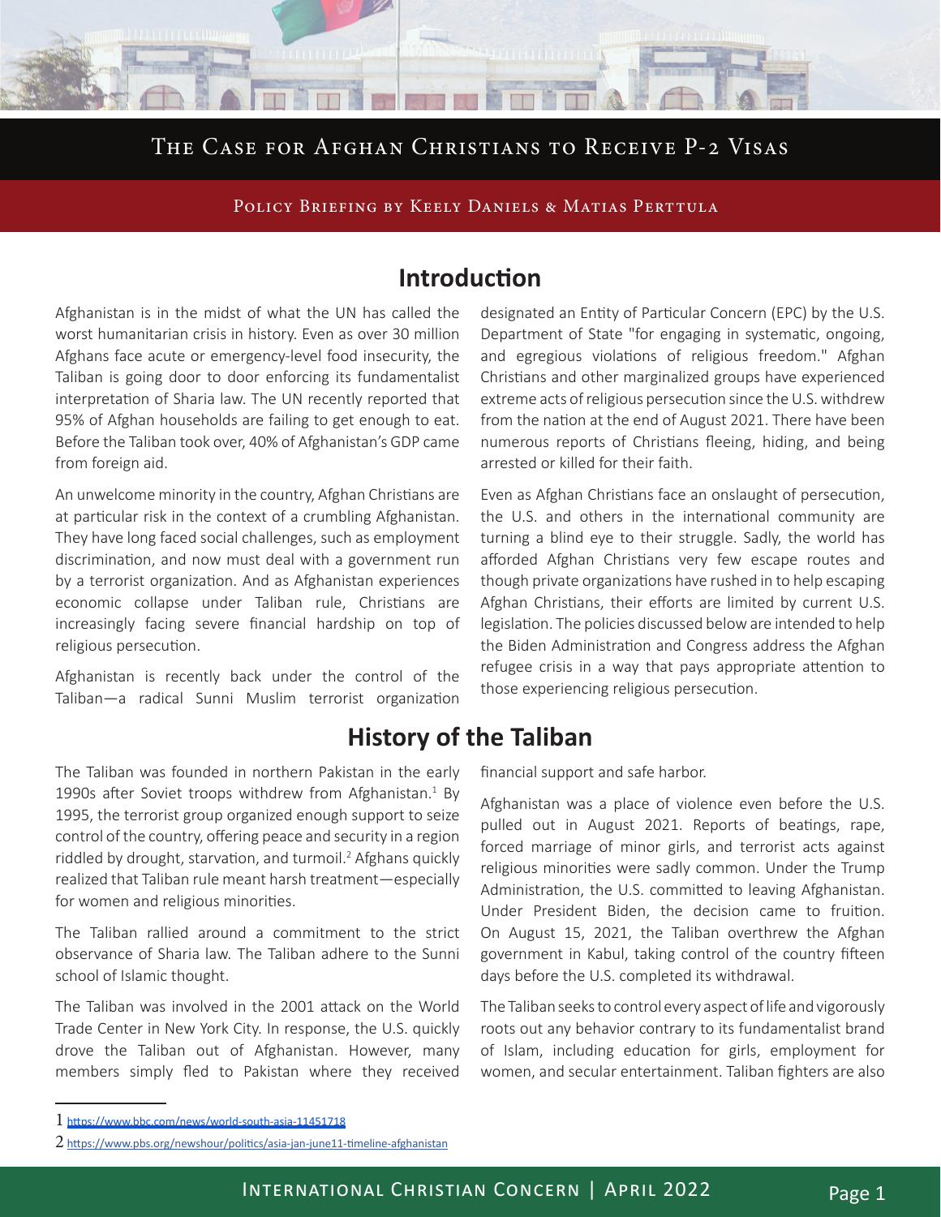# The Case for Afghan Christians to Receive P-2 Visas

Policy Briefing by Keely Daniels & Matias Perttula

## Introduction

Afghanistan is in the midst of what the UN has called the worst humanitarian crisis in history. Even as over 30 million Afghans face acute or emergency-level food insecurity, the Taliban is going door to door enforcing its fundamentalist interpretation of Sharia law. The UN recently reported that 95% of Afghan households are failing to get enough to eat. Before the Taliban took over, 40% of Afghanistan's GDP came from foreign aid.

An unwelcome minority in the country, Afghan Christians are at particular risk in the context of a crumbling Afghanistan. They have long faced social challenges, such as employment discrimination, and now must deal with a government run by a terrorist organization. And as Afghanistan experiences economic collapse under Taliban rule, Christians are increasingly facing severe financial hardship on top of religious persecution.

Afghanistan is recently back under the control of the Taliban—a radical Sunni Muslim terrorist organization designated an Entity of Particular Concern (EPC) by the U.S. Department of State "for engaging in systematic, ongoing, and egregious violations of religious freedom." Afghan Christians and other marginalized groups have experienced extreme acts of religious persecution since the U.S. withdrew from the nation at the end of August 2021. There have been numerous reports of Christians fleeing, hiding, and being arrested or killed for their faith.

Even as Afghan Christians face an onslaught of persecution, the U.S. and others in the international community are turning a blind eye to their struggle. Sadly, the world has afforded Afghan Christians very few escape routes and though private organizations have rushed in to help escaping Afghan Christians, their efforts are limited by current U.S. legislation. The policies discussed below are intended to help the Biden Administration and Congress address the Afghan refugee crisis in a way that pays appropriate attention to those experiencing religious persecution.

## History of the Taliban

The Taliban was founded in northern Pakistan in the early 1990s after Soviet troops withdrew from Afghanistan.[1] By 1995, the terrorist group organized enough support to seize control of the country, offering peace and security in a region riddled by drought, starvation, and turmoil.[2] Afghans quickly realized that Taliban rule meant harsh treatment—especially for women and religious minorities.

The Taliban rallied around a commitment to the strict observance of Sharia law. The Taliban adhere to the Sunni school of Islamic thought.

The Taliban was involved in the 2001 attack on the World Trade Center in New York City. In response, the U.S. quickly drove the Taliban out of Afghanistan. However, many members simply fled to Pakistan where they received financial support and safe harbor.

Afghanistan was a place of violence even before the U.S. pulled out in August 2021. Reports of beatings, rape, forced marriage of minor girls, and terrorist acts against religious minorities were sadly common. Under the Trump Administration, the U.S. committed to leaving Afghanistan. Under President Biden, the decision came to fruition. On August 15, 2021, the Taliban overthrew the Afghan government in Kabul, taking control of the country fifteen days before the U.S. completed its withdrawal.

The Taliban seeks to control every aspect of life and vigorously roots out any behavior contrary to its fundamentalist brand of Islam, including education for girls, employment for women, and secular entertainment. Taliban fighters are also

---

1 https://www.bbc.com/news/world-south-asia-11451718

2 https://www.pbs.org/newshour/politics/asia-jan-june11-timeline-afghanistan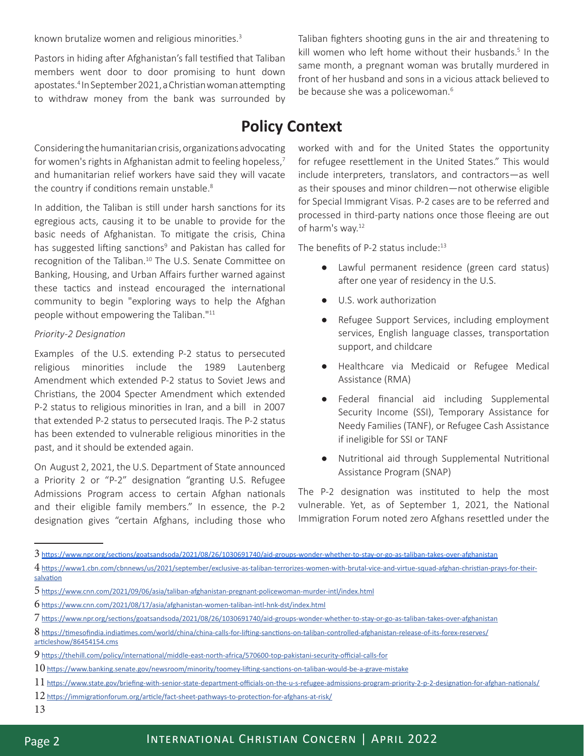known brutalize women and religious minorities.[3]

Pastors in hiding after Afghanistan's fall testified that Taliban members went door to door promising to hunt down apostates.[4] In September 2021, a Christian woman attempting to withdraw money from the bank was surrounded by Taliban fighters shooting guns in the air and threatening to kill women who left home without their husbands.[5] In the same month, a pregnant woman was brutally murdered in front of her husband and sons in a vicious attack believed to be because she was a policewoman.[6]

## Policy Context

Considering the humanitarian crisis, organizations advocating for women's rights in Afghanistan admit to feeling hopeless,[7] and humanitarian relief workers have said they will vacate the country if conditions remain unstable.[8]

In addition, the Taliban is still under harsh sanctions for its egregious acts, causing it to be unable to provide for the basic needs of Afghanistan. To mitigate the crisis, China has suggested lifting sanctions[9] and Pakistan has called for recognition of the Taliban.[10] The U.S. Senate Committee on Banking, Housing, and Urban Affairs further warned against these tactics and instead encouraged the international community to begin "exploring ways to help the Afghan people without empowering the Taliban."[11]

*Priority-2 Designation*

Examples of the U.S. extending P-2 status to persecuted religious minorities include the 1989 Lautenberg Amendment which extended P-2 status to Soviet Jews and Christians, the 2004 Specter Amendment which extended P-2 status to religious minorities in Iran, and a bill in 2007 that extended P-2 status to persecuted Iraqis. The P-2 status has been extended to vulnerable religious minorities in the past, and it should be extended again.

On August 2, 2021, the U.S. Department of State announced a Priority 2 or "P-2" designation "granting U.S. Refugee Admissions Program access to certain Afghan nationals and their eligible family members." In essence, the P-2 designation gives "certain Afghans, including those who worked with and for the United States the opportunity for refugee resettlement in the United States." This would include interpreters, translators, and contractors—as well as their spouses and minor children—not otherwise eligible for Special Immigrant Visas. P-2 cases are to be referred and processed in third-party nations once those fleeing are out of harm's way.[12]

The benefits of P-2 status include:[13]

- Lawful permanent residence (green card status) after one year of residency in the U.S.
- U.S. work authorization
- Refugee Support Services, including employment services, English language classes, transportation support, and childcare
- Healthcare via Medicaid or Refugee Medical Assistance (RMA)
- Federal financial aid including Supplemental Security Income (SSI), Temporary Assistance for Needy Families (TANF), or Refugee Cash Assistance if ineligible for SSI or TANF
- Nutritional aid through Supplemental Nutritional Assistance Program (SNAP)

The P-2 designation was instituted to help the most vulnerable. Yet, as of September 1, 2021, the National Immigration Forum noted zero Afghans resettled under the

---

3 https://www.npr.org/sections/goatsandsoda/2021/08/26/1030691740/aid-groups-wonder-whether-to-stay-or-go-as-taliban-takes-over-afghanistan

4 https://www1.cbn.com/cbnnews/us/2021/september/exclusive-as-taliban-terrorizes-women-with-brutal-vice-and-virtue-squad-afghan-christian-prays-for-their-salvation

5 https://www.cnn.com/2021/09/06/asia/taliban-afghanistan-pregnant-policewoman-murder-intl/index.html

6 https://www.cnn.com/2021/08/17/asia/afghanistan-women-taliban-intl-hnk-dst/index.html

7 https://www.npr.org/sections/goatsandsoda/2021/08/26/1030691740/aid-groups-wonder-whether-to-stay-or-go-as-taliban-takes-over-afghanistan

8 https://timesofindia.indiatimes.com/world/china/china-calls-for-lifting-sanctions-on-taliban-controlled-afghanistan-release-of-its-forex-reserves/articleshow/86454154.cms

9 https://thehill.com/policy/international/middle-east-north-africa/570600-top-pakistani-security-official-calls-for

10 https://www.banking.senate.gov/newsroom/minority/toomey-lifting-sanctions-on-taliban-would-be-a-grave-mistake

11 https://www.state.gov/briefing-with-senior-state-department-officials-on-the-u-s-refugee-admissions-program-priority-2-p-2-designation-for-afghan-nationals/

12 https://immigrationforum.org/article/fact-sheet-pathways-to-protection-for-afghans-at-risk/

13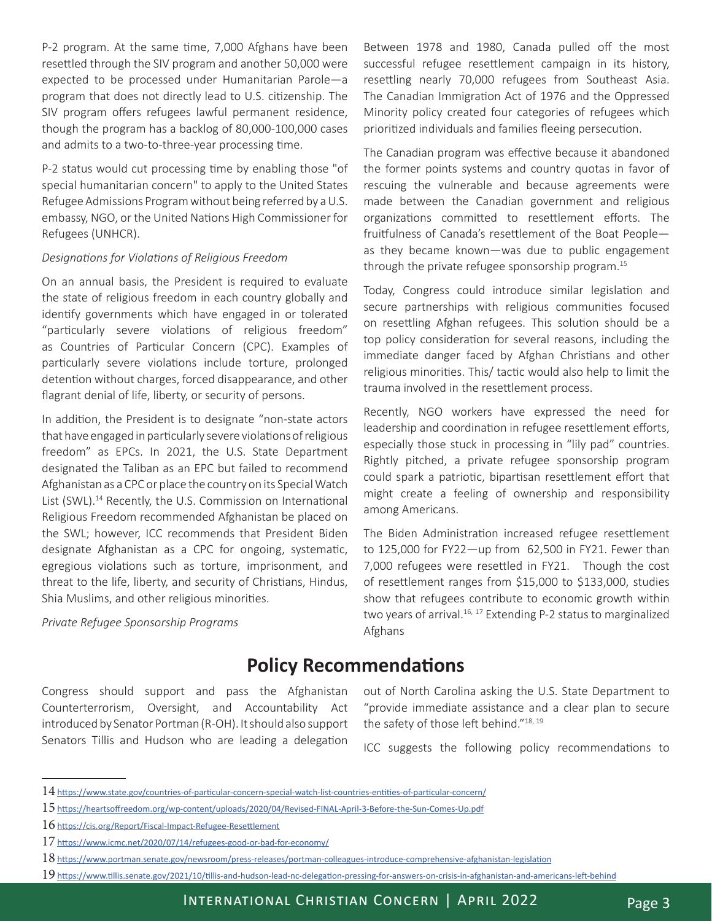P-2 program. At the same time, 7,000 Afghans have been resettled through the SIV program and another 50,000 were expected to be processed under Humanitarian Parole—a program that does not directly lead to U.S. citizenship. The SIV program offers refugees lawful permanent residence, though the program has a backlog of 80,000-100,000 cases and admits to a two-to-three-year processing time.

P-2 status would cut processing time by enabling those "of special humanitarian concern" to apply to the United States Refugee Admissions Program without being referred by a U.S. embassy, NGO, or the United Nations High Commissioner for Refugees (UNHCR).

*Designations for Violations of Religious Freedom*

On an annual basis, the President is required to evaluate the state of religious freedom in each country globally and identify governments which have engaged in or tolerated "particularly severe violations of religious freedom" as Countries of Particular Concern (CPC). Examples of particularly severe violations include torture, prolonged detention without charges, forced disappearance, and other flagrant denial of life, liberty, or security of persons.

In addition, the President is to designate "non-state actors that have engaged in particularly severe violations of religious freedom" as EPCs. In 2021, the U.S. State Department designated the Taliban as an EPC but failed to recommend Afghanistan as a CPC or place the country on its Special Watch List (SWL).[14] Recently, the U.S. Commission on International Religious Freedom recommended Afghanistan be placed on the SWL; however, ICC recommends that President Biden designate Afghanistan as a CPC for ongoing, systematic, egregious violations such as torture, imprisonment, and threat to the life, liberty, and security of Christians, Hindus, Shia Muslims, and other religious minorities.

*Private Refugee Sponsorship Programs*

Between 1978 and 1980, Canada pulled off the most successful refugee resettlement campaign in its history, resettling nearly 70,000 refugees from Southeast Asia. The Canadian Immigration Act of 1976 and the Oppressed Minority policy created four categories of refugees which prioritized individuals and families fleeing persecution.

The Canadian program was effective because it abandoned the former points systems and country quotas in favor of rescuing the vulnerable and because agreements were made between the Canadian government and religious organizations committed to resettlement efforts. The fruitfulness of Canada's resettlement of the Boat People—as they became known—was due to public engagement through the private refugee sponsorship program.[15]

Today, Congress could introduce similar legislation and secure partnerships with religious communities focused on resettling Afghan refugees. This solution should be a top policy consideration for several reasons, including the immediate danger faced by Afghan Christians and other religious minorities. This/ tactic would also help to limit the trauma involved in the resettlement process.

Recently, NGO workers have expressed the need for leadership and coordination in refugee resettlement efforts, especially those stuck in processing in "lily pad" countries. Rightly pitched, a private refugee sponsorship program could spark a patriotic, bipartisan resettlement effort that might create a feeling of ownership and responsibility among Americans.

The Biden Administration increased refugee resettlement to 125,000 for FY22—up from 62,500 in FY21. Fewer than 7,000 refugees were resettled in FY21. Though the cost of resettlement ranges from $15,000 to $133,000, studies show that refugees contribute to economic growth within two years of arrival.[16, 17] Extending P-2 status to marginalized Afghans

## Policy Recommendations

Congress should support and pass the Afghanistan Counterterrorism, Oversight, and Accountability Act introduced by Senator Portman (R-OH). It should also support Senators Tillis and Hudson who are leading a delegation out of North Carolina asking the U.S. State Department to "provide immediate assistance and a clear plan to secure the safety of those left behind."[18, 19]

ICC suggests the following policy recommendations to

---

14 https://www.state.gov/countries-of-particular-concern-special-watch-list-countries-entities-of-particular-concern/

15 https://heartsoffreedom.org/wp-content/uploads/2020/04/Revised-FINAL-April-3-Before-the-Sun-Comes-Up.pdf

16 https://cis.org/Report/Fiscal-Impact-Refugee-Resettlement

17 https://www.icmc.net/2020/07/14/refugees-good-or-bad-for-economy/

18 https://www.portman.senate.gov/newsroom/press-releases/portman-colleagues-introduce-comprehensive-afghanistan-legislation

19 https://www.tillis.senate.gov/2021/10/tillis-and-hudson-lead-nc-delegation-pressing-for-answers-on-crisis-in-afghanistan-and-americans-left-behind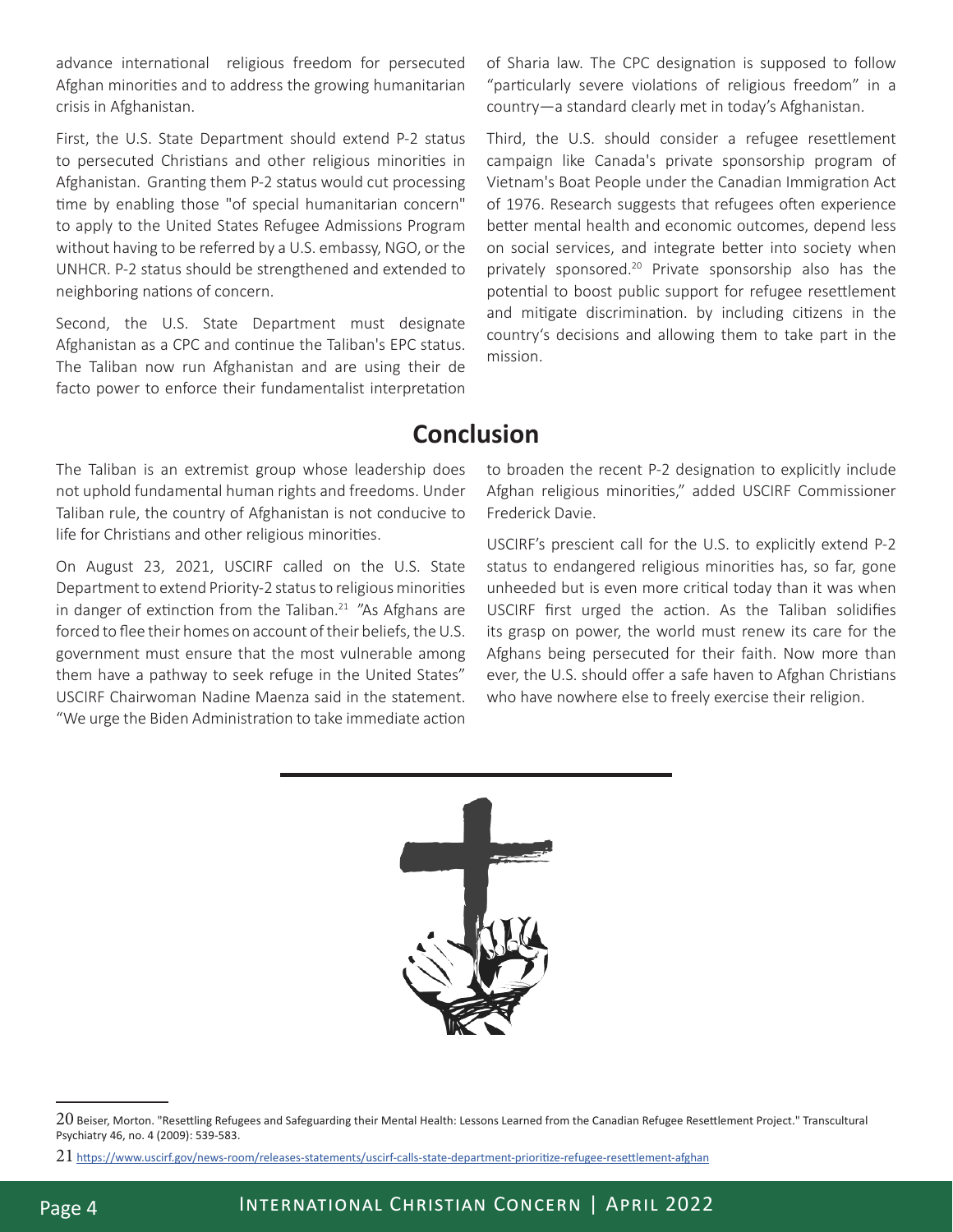advance international religious freedom for persecuted Afghan minorities and to address the growing humanitarian crisis in Afghanistan.

First, the U.S. State Department should extend P-2 status to persecuted Christians and other religious minorities in Afghanistan. Granting them P-2 status would cut processing time by enabling those "of special humanitarian concern" to apply to the United States Refugee Admissions Program without having to be referred by a U.S. embassy, NGO, or the UNHCR. P-2 status should be strengthened and extended to neighboring nations of concern.

Second, the U.S. State Department must designate Afghanistan as a CPC and continue the Taliban's EPC status. The Taliban now run Afghanistan and are using their de facto power to enforce their fundamentalist interpretation of Sharia law. The CPC designation is supposed to follow "particularly severe violations of religious freedom" in a country—a standard clearly met in today's Afghanistan.

Third, the U.S. should consider a refugee resettlement campaign like Canada's private sponsorship program of Vietnam's Boat People under the Canadian Immigration Act of 1976. Research suggests that refugees often experience better mental health and economic outcomes, depend less on social services, and integrate better into society when privately sponsored.[20] Private sponsorship also has the potential to boost public support for refugee resettlement and mitigate discrimination. by including citizens in the country's decisions and allowing them to take part in the mission.

## Conclusion

The Taliban is an extremist group whose leadership does not uphold fundamental human rights and freedoms. Under Taliban rule, the country of Afghanistan is not conducive to life for Christians and other religious minorities.

On August 23, 2021, USCIRF called on the U.S. State Department to extend Priority-2 status to religious minorities in danger of extinction from the Taliban.[21] "As Afghans are forced to flee their homes on account of their beliefs, the U.S. government must ensure that the most vulnerable among them have a pathway to seek refuge in the United States" USCIRF Chairwoman Nadine Maenza said in the statement. "We urge the Biden Administration to take immediate action to broaden the recent P-2 designation to explicitly include Afghan religious minorities," added USCIRF Commissioner Frederick Davie.

USCIRF's prescient call for the U.S. to explicitly extend P-2 status to endangered religious minorities has, so far, gone unheeded but is even more critical today than it was when USCIRF first urged the action. As the Taliban solidifies its grasp on power, the world must renew its care for the Afghans being persecuted for their faith. Now more than ever, the U.S. should offer a safe haven to Afghan Christians who have nowhere else to freely exercise their religion.

---

20 Beiser, Morton. "Resettling Refugees and Safeguarding their Mental Health: Lessons Learned from the Canadian Refugee Resettlement Project." Transcultural Psychiatry 46, no. 4 (2009): 539-583.

21 https://www.uscirf.gov/news-room/releases-statements/uscirf-calls-state-department-prioritize-refugee-resettlement-afghan